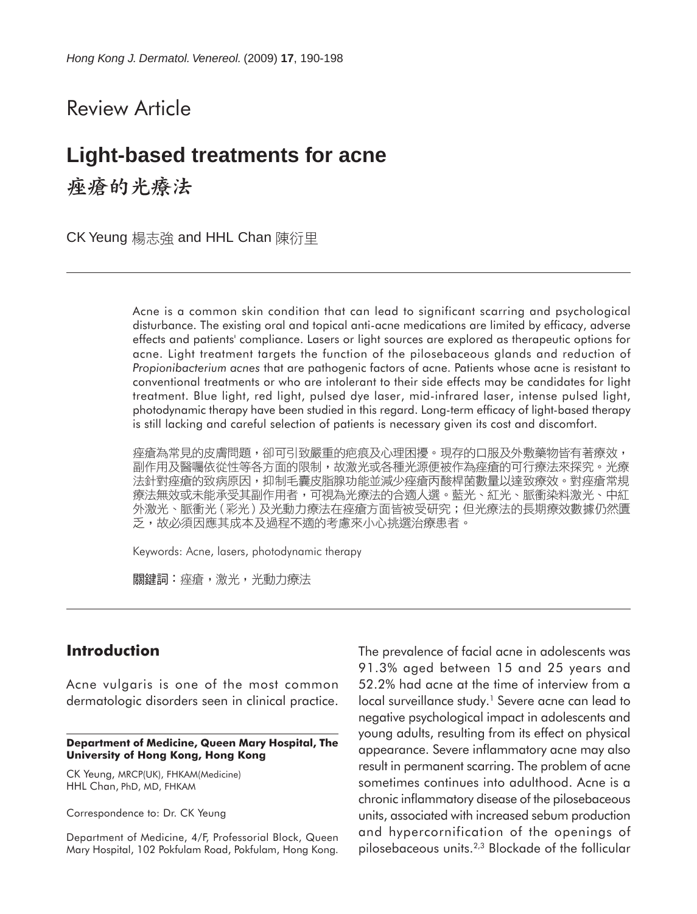# Review Article

# Light-based treatments for acne

# 痤瘡的光療法

CK Yeung 楊志強 and HHL Chan 陳衍里

Acne is a common skin condition that can lead to significant scarring and psychological disturbance. The existing oral and topical anti-acne medications are limited by efficacy, adverse effects and patients' compliance. Lasers or light sources are explored as therapeutic options for acne. Light treatment targets the function of the pilosebaceous glands and reduction of *Propionibacterium acnes* that are pathogenic factors of acne. Patients whose acne is resistant to conventional treatments or who are intolerant to their side effects may be candidates for light treatment. Blue light, red light, pulsed dye laser, mid-infrared laser, intense pulsed light, photodynamic therapy have been studied in this regard. Long-term efficacy of light-based therapy is still lacking and careful selection of patients is necessary given its cost and discomfort.

痤瘡為常見的皮膚問題，卻可引致嚴重的疤痕及心理困擾。現存的口服及外敷藥物皆有著療效，副作用及醫囑依從性等各方面的限制，故激光或各種光源便被作為痤瘡的可行療法來探究。光療法針對痤瘡的致病原因，抑制毛囊皮脂腺功能並減少痤瘡丙酸桿菌數量以達致療效。對痤瘡常規療法無效或未能承受其副作用者，可視為光療法的合適人選。藍光、紅光、脈衝染料激光、中紅外激光、脈衝光（彩光）及光動力療法在痤瘡方面皆被受研究；但光療法的長期療效數據仍然匱乏，故必須因應其成本及過程不適的考慮來小心挑選治療患者。

Keywords: Acne, lasers, photodynamic therapy

關鍵詞：痤瘡，激光，光動力療法

## Introduction

Acne vulgaris is one of the most common dermatologic disorders seen in clinical practice. The prevalence of facial acne in adolescents was 91.3% aged between 15 and 25 years and 52.2% had acne at the time of interview from a local surveillance study.[1] Severe acne can lead to negative psychological impact in adolescents and young adults, resulting from its effect on physical appearance. Severe inflammatory acne may also result in permanent scarring. The problem of acne sometimes continues into adulthood. Acne is a chronic inflammatory disease of the pilosebaceous units, associated with increased sebum production and hypercornification of the openings of pilosebaceous units.[2,3] Blockade of the follicular

**Department of Medicine, Queen Mary Hospital, The University of Hong Kong, Hong Kong**

CK Yeung, MRCP(UK), FHKAM(Medicine)
HHL Chan, PhD, MD, FHKAM

Correspondence to: Dr. CK Yeung

Department of Medicine, 4/F, Professorial Block, Queen Mary Hospital, 102 Pokfulam Road, Pokfulam, Hong Kong.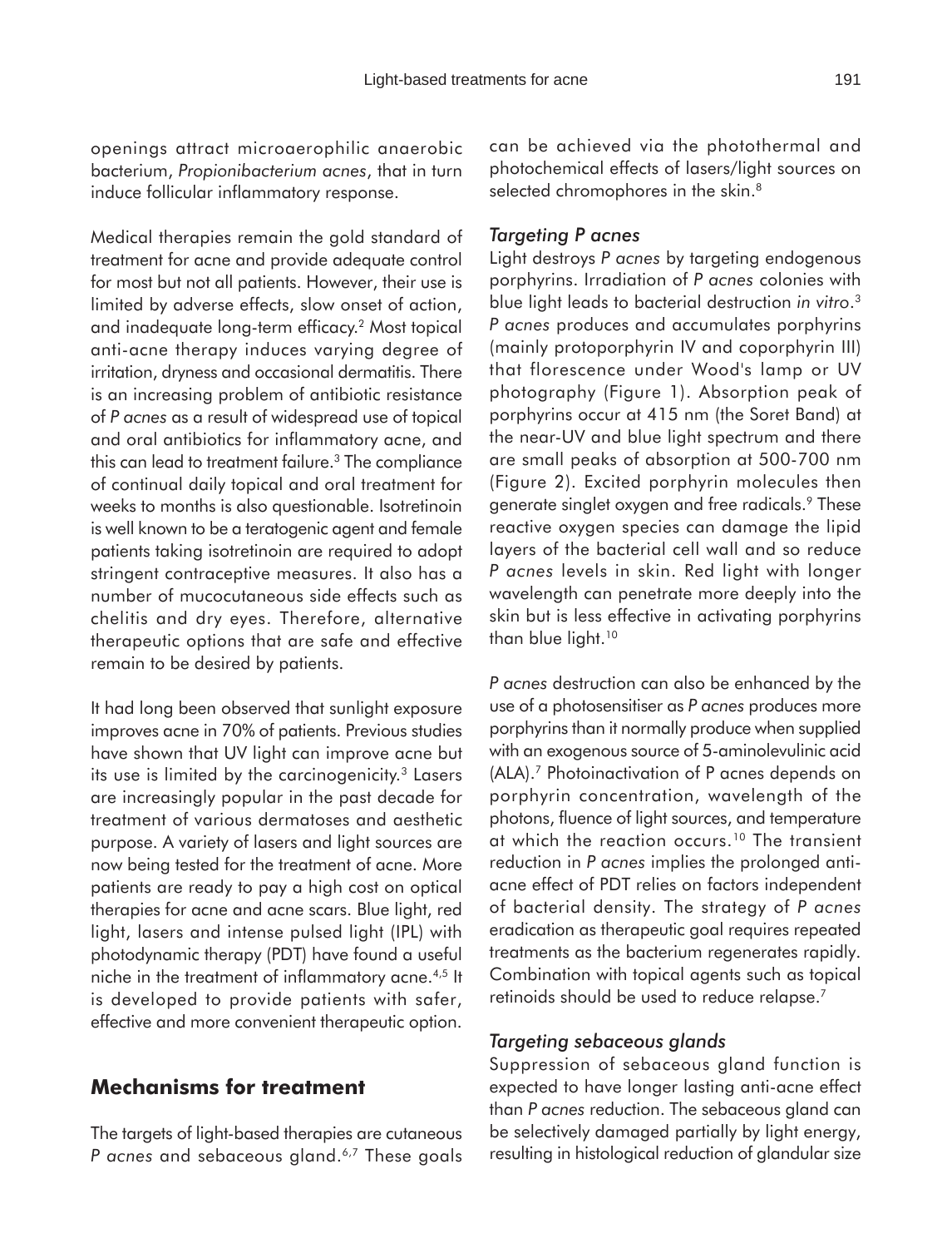openings attract microaerophilic anaerobic bacterium, *Propionibacterium acnes*, that in turn induce follicular inflammatory response.

Medical therapies remain the gold standard of treatment for acne and provide adequate control for most but not all patients. However, their use is limited by adverse effects, slow onset of action, and inadequate long-term efficacy.[2] Most topical anti-acne therapy induces varying degree of irritation, dryness and occasional dermatitis. There is an increasing problem of antibiotic resistance of *P acnes* as a result of widespread use of topical and oral antibiotics for inflammatory acne, and this can lead to treatment failure.[3] The compliance of continual daily topical and oral treatment for weeks to months is also questionable. Isotretinoin is well known to be a teratogenic agent and female patients taking isotretinoin are required to adopt stringent contraceptive measures. It also has a number of mucocutaneous side effects such as chelitis and dry eyes. Therefore, alternative therapeutic options that are safe and effective remain to be desired by patients.

It had long been observed that sunlight exposure improves acne in 70% of patients. Previous studies have shown that UV light can improve acne but its use is limited by the carcinogenicity.[3] Lasers are increasingly popular in the past decade for treatment of various dermatoses and aesthetic purpose. A variety of lasers and light sources are now being tested for the treatment of acne. More patients are ready to pay a high cost on optical therapies for acne and acne scars. Blue light, red light, lasers and intense pulsed light (IPL) with photodynamic therapy (PDT) have found a useful niche in the treatment of inflammatory acne.[4,5] It is developed to provide patients with safer, effective and more convenient therapeutic option.

## Mechanisms for treatment

The targets of light-based therapies are cutaneous *P acnes* and sebaceous gland.[6,7] These goals can be achieved via the photothermal and photochemical effects of lasers/light sources on selected chromophores in the skin.[8]

### *Targeting P acnes*

Light destroys *P acnes* by targeting endogenous porphyrins. Irradiation of *P acnes* colonies with blue light leads to bacterial destruction *in vitro*.[3] *P acnes* produces and accumulates porphyrins (mainly protoporphyrin IV and coporphyrin III) that florescence under Wood's lamp or UV photography (Figure 1). Absorption peak of porphyrins occur at 415 nm (the Soret Band) at the near-UV and blue light spectrum and there are small peaks of absorption at 500-700 nm (Figure 2). Excited porphyrin molecules then generate singlet oxygen and free radicals.[9] These reactive oxygen species can damage the lipid layers of the bacterial cell wall and so reduce *P acnes* levels in skin. Red light with longer wavelength can penetrate more deeply into the skin but is less effective in activating porphyrins than blue light.[10]

*P acnes* destruction can also be enhanced by the use of a photosensitiser as *P acnes* produces more porphyrins than it normally produce when supplied with an exogenous source of 5-aminolevulinic acid (ALA).[7] Photoinactivation of P acnes depends on porphyrin concentration, wavelength of the photons, fluence of light sources, and temperature at which the reaction occurs.[10] The transient reduction in *P acnes* implies the prolonged anti-acne effect of PDT relies on factors independent of bacterial density. The strategy of *P acnes* eradication as therapeutic goal requires repeated treatments as the bacterium regenerates rapidly. Combination with topical agents such as topical retinoids should be used to reduce relapse.[7]

### *Targeting sebaceous glands*

Suppression of sebaceous gland function is expected to have longer lasting anti-acne effect than *P acnes* reduction. The sebaceous gland can be selectively damaged partially by light energy, resulting in histological reduction of glandular size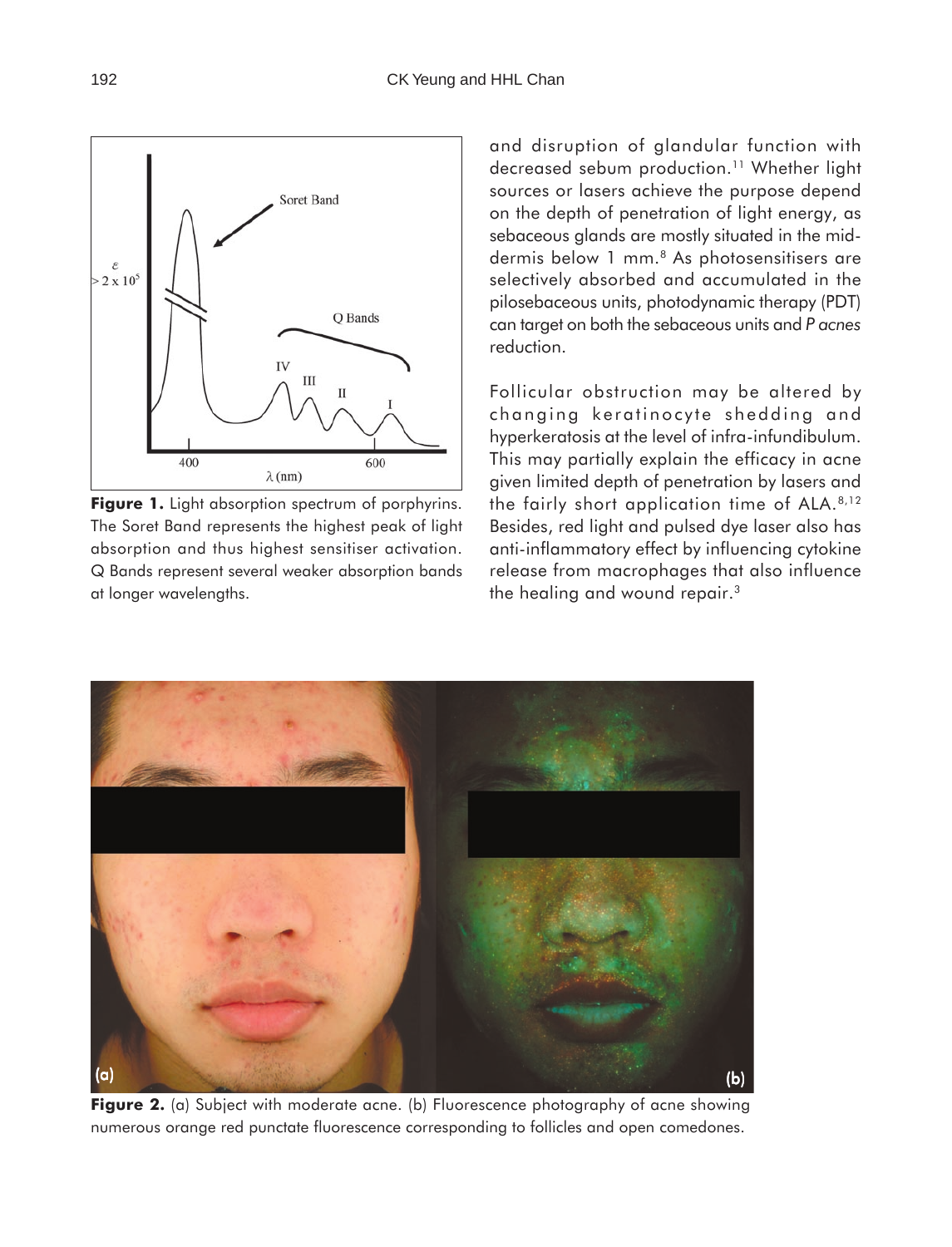**Figure 1.** Light absorption spectrum of porphyrins. The Soret Band represents the highest peak of light absorption and thus highest sensitiser activation. Q Bands represent several weaker absorption bands at longer wavelengths.

and disruption of glandular function with decreased sebum production.[11] Whether light sources or lasers achieve the purpose depend on the depth of penetration of light energy, as sebaceous glands are mostly situated in the mid-dermis below 1 mm.[8] As photosensitisers are selectively absorbed and accumulated in the pilosebaceous units, photodynamic therapy (PDT) can target on both the sebaceous units and *P acnes* reduction.

Follicular obstruction may be altered by changing keratinocyte shedding and hyperkeratosis at the level of infra-infundibulum. This may partially explain the efficacy in acne given limited depth of penetration by lasers and the fairly short application time of ALA.[8,12] Besides, red light and pulsed dye laser also has anti-inflammatory effect by influencing cytokine release from macrophages that also influence the healing and wound repair.[3]

**Figure 2.** (a) Subject with moderate acne. (b) Fluorescence photography of acne showing numerous orange red punctate fluorescence corresponding to follicles and open comedones.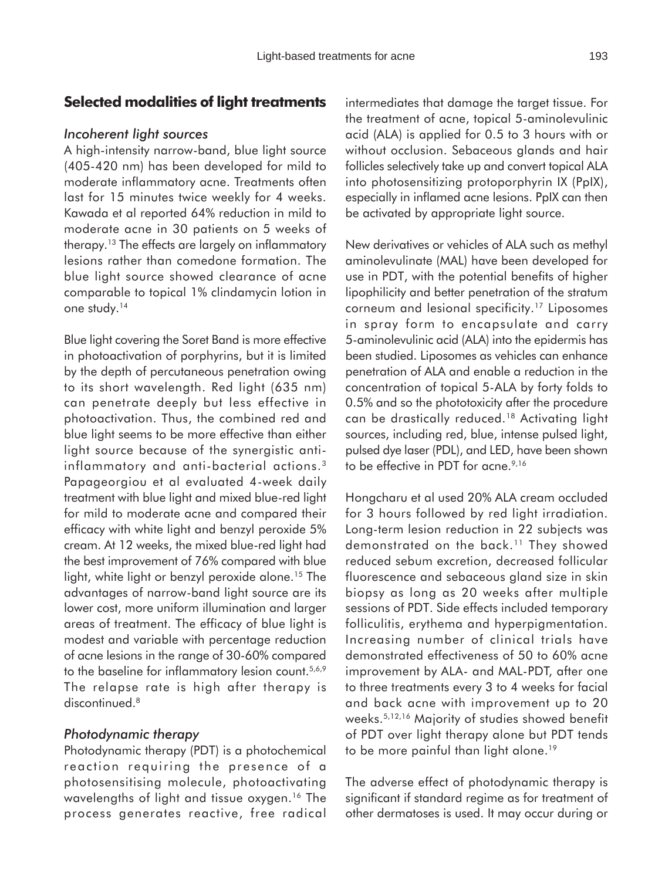## Selected modalities of light treatments

### *Incoherent light sources*

A high-intensity narrow-band, blue light source (405-420 nm) has been developed for mild to moderate inflammatory acne. Treatments often last for 15 minutes twice weekly for 4 weeks. Kawada et al reported 64% reduction in mild to moderate acne in 30 patients on 5 weeks of therapy.[13] The effects are largely on inflammatory lesions rather than comedone formation. The blue light source showed clearance of acne comparable to topical 1% clindamycin lotion in one study.[14]

Blue light covering the Soret Band is more effective in photoactivation of porphyrins, but it is limited by the depth of percutaneous penetration owing to its short wavelength. Red light (635 nm) can penetrate deeply but less effective in photoactivation. Thus, the combined red and blue light seems to be more effective than either light source because of the synergistic anti-inflammatory and anti-bacterial actions.[3] Papageorgiou et al evaluated 4-week daily treatment with blue light and mixed blue-red light for mild to moderate acne and compared their efficacy with white light and benzyl peroxide 5% cream. At 12 weeks, the mixed blue-red light had the best improvement of 76% compared with blue light, white light or benzyl peroxide alone.[15] The advantages of narrow-band light source are its lower cost, more uniform illumination and larger areas of treatment. The efficacy of blue light is modest and variable with percentage reduction of acne lesions in the range of 30-60% compared to the baseline for inflammatory lesion count.[5,6,9] The relapse rate is high after therapy is discontinued.[8]

### *Photodynamic therapy*

Photodynamic therapy (PDT) is a photochemical reaction requiring the presence of a photosensitising molecule, photoactivating wavelengths of light and tissue oxygen.[16] The process generates reactive, free radical intermediates that damage the target tissue. For the treatment of acne, topical 5-aminolevulinic acid (ALA) is applied for 0.5 to 3 hours with or without occlusion. Sebaceous glands and hair follicles selectively take up and convert topical ALA into photosensitizing protoporphyrin IX (PpIX), especially in inflamed acne lesions. PpIX can then be activated by appropriate light source.

New derivatives or vehicles of ALA such as methyl aminolevulinate (MAL) have been developed for use in PDT, with the potential benefits of higher lipophilicity and better penetration of the stratum corneum and lesional specificity.[17] Liposomes in spray form to encapsulate and carry 5-aminolevulinic acid (ALA) into the epidermis has been studied. Liposomes as vehicles can enhance penetration of ALA and enable a reduction in the concentration of topical 5-ALA by forty folds to 0.5% and so the phototoxicity after the procedure can be drastically reduced.[18] Activating light sources, including red, blue, intense pulsed light, pulsed dye laser (PDL), and LED, have been shown to be effective in PDT for acne.[9,16]

Hongcharu et al used 20% ALA cream occluded for 3 hours followed by red light irradiation. Long-term lesion reduction in 22 subjects was demonstrated on the back.[11] They showed reduced sebum excretion, decreased follicular fluorescence and sebaceous gland size in skin biopsy as long as 20 weeks after multiple sessions of PDT. Side effects included temporary folliculitis, erythema and hyperpigmentation. Increasing number of clinical trials have demonstrated effectiveness of 50 to 60% acne improvement by ALA- and MAL-PDT, after one to three treatments every 3 to 4 weeks for facial and back acne with improvement up to 20 weeks.[5,12,16] Majority of studies showed benefit of PDT over light therapy alone but PDT tends to be more painful than light alone.[19]

The adverse effect of photodynamic therapy is significant if standard regime as for treatment of other dermatoses is used. It may occur during or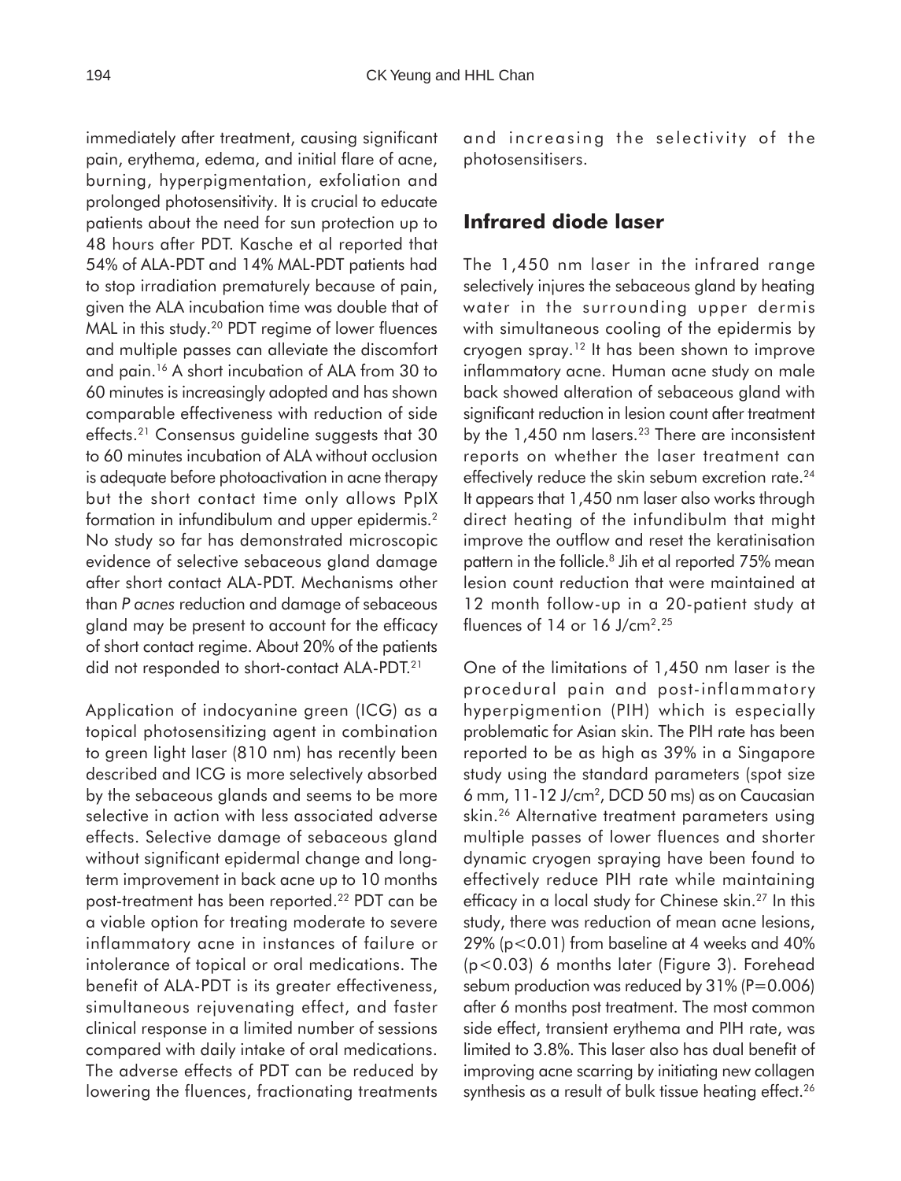immediately after treatment, causing significant pain, erythema, edema, and initial flare of acne, burning, hyperpigmentation, exfoliation and prolonged photosensitivity. It is crucial to educate patients about the need for sun protection up to 48 hours after PDT. Kasche et al reported that 54% of ALA-PDT and 14% MAL-PDT patients had to stop irradiation prematurely because of pain, given the ALA incubation time was double that of MAL in this study.[20] PDT regime of lower fluences and multiple passes can alleviate the discomfort and pain.[16] A short incubation of ALA from 30 to 60 minutes is increasingly adopted and has shown comparable effectiveness with reduction of side effects.[21] Consensus guideline suggests that 30 to 60 minutes incubation of ALA without occlusion is adequate before photoactivation in acne therapy but the short contact time only allows PpIX formation in infundibulum and upper epidermis.[2] No study so far has demonstrated microscopic evidence of selective sebaceous gland damage after short contact ALA-PDT. Mechanisms other than *P acnes* reduction and damage of sebaceous gland may be present to account for the efficacy of short contact regime. About 20% of the patients did not responded to short-contact ALA-PDT.[21]

Application of indocyanine green (ICG) as a topical photosensitizing agent in combination to green light laser (810 nm) has recently been described and ICG is more selectively absorbed by the sebaceous glands and seems to be more selective in action with less associated adverse effects. Selective damage of sebaceous gland without significant epidermal change and long-term improvement in back acne up to 10 months post-treatment has been reported.[22] PDT can be a viable option for treating moderate to severe inflammatory acne in instances of failure or intolerance of topical or oral medications. The benefit of ALA-PDT is its greater effectiveness, simultaneous rejuvenating effect, and faster clinical response in a limited number of sessions compared with daily intake of oral medications. The adverse effects of PDT can be reduced by lowering the fluences, fractionating treatments and increasing the selectivity of the photosensitisers.

## Infrared diode laser

The 1,450 nm laser in the infrared range selectively injures the sebaceous gland by heating water in the surrounding upper dermis with simultaneous cooling of the epidermis by cryogen spray.[12] It has been shown to improve inflammatory acne. Human acne study on male back showed alteration of sebaceous gland with significant reduction in lesion count after treatment by the 1,450 nm lasers.[23] There are inconsistent reports on whether the laser treatment can effectively reduce the skin sebum excretion rate.[24] It appears that 1,450 nm laser also works through direct heating of the infundibulm that might improve the outflow and reset the keratinisation pattern in the follicle.[8] Jih et al reported 75% mean lesion count reduction that were maintained at 12 month follow-up in a 20-patient study at fluences of 14 or 16 J/cm$^2$.[25]

One of the limitations of 1,450 nm laser is the procedural pain and post-inflammatory hyperpigmention (PIH) which is especially problematic for Asian skin. The PIH rate has been reported to be as high as 39% in a Singapore study using the standard parameters (spot size 6 mm, 11-12 J/cm$^2$, DCD 50 ms) as on Caucasian skin.[26] Alternative treatment parameters using multiple passes of lower fluences and shorter dynamic cryogen spraying have been found to effectively reduce PIH rate while maintaining efficacy in a local study for Chinese skin.[27] In this study, there was reduction of mean acne lesions, 29% ($p<0.01$) from baseline at 4 weeks and 40% ($p<0.03$) 6 months later (Figure 3). Forehead sebum production was reduced by 31% ($P=0.006$) after 6 months post treatment. The most common side effect, transient erythema and PIH rate, was limited to 3.8%. This laser also has dual benefit of improving acne scarring by initiating new collagen synthesis as a result of bulk tissue heating effect.[26]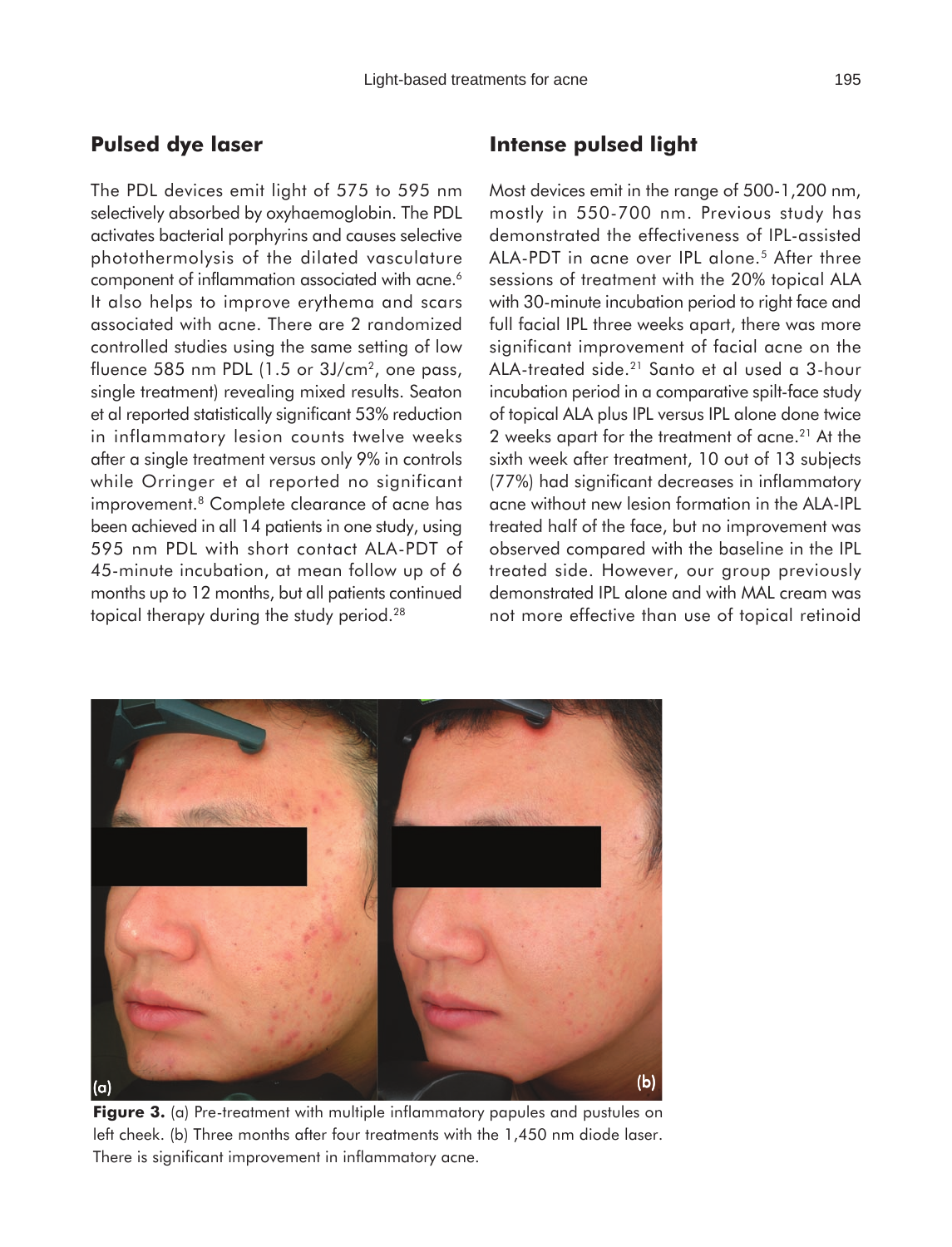## Pulsed dye laser

The PDL devices emit light of 575 to 595 nm selectively absorbed by oxyhaemoglobin. The PDL activates bacterial porphyrins and causes selective photothermolysis of the dilated vasculature component of inflammation associated with acne.[6] It also helps to improve erythema and scars associated with acne. There are 2 randomized controlled studies using the same setting of low fluence 585 nm PDL (1.5 or 3J/cm$^2$, one pass, single treatment) revealing mixed results. Seaton et al reported statistically significant 53% reduction in inflammatory lesion counts twelve weeks after a single treatment versus only 9% in controls while Orringer et al reported no significant improvement.[8] Complete clearance of acne has been achieved in all 14 patients in one study, using 595 nm PDL with short contact ALA-PDT of 45-minute incubation, at mean follow up of 6 months up to 12 months, but all patients continued topical therapy during the study period.[28]

## Intense pulsed light

Most devices emit in the range of 500-1,200 nm, mostly in 550-700 nm. Previous study has demonstrated the effectiveness of IPL-assisted ALA-PDT in acne over IPL alone.[5] After three sessions of treatment with the 20% topical ALA with 30-minute incubation period to right face and full facial IPL three weeks apart, there was more significant improvement of facial acne on the ALA-treated side.[21] Santo et al used a 3-hour incubation period in a comparative spilt-face study of topical ALA plus IPL versus IPL alone done twice 2 weeks apart for the treatment of acne.[21] At the sixth week after treatment, 10 out of 13 subjects (77%) had significant decreases in inflammatory acne without new lesion formation in the ALA-IPL treated half of the face, but no improvement was observed compared with the baseline in the IPL treated side. However, our group previously demonstrated IPL alone and with MAL cream was not more effective than use of topical retinoid

**Figure 3.** (a) Pre-treatment with multiple inflammatory papules and pustules on left cheek. (b) Three months after four treatments with the 1,450 nm diode laser. There is significant improvement in inflammatory acne.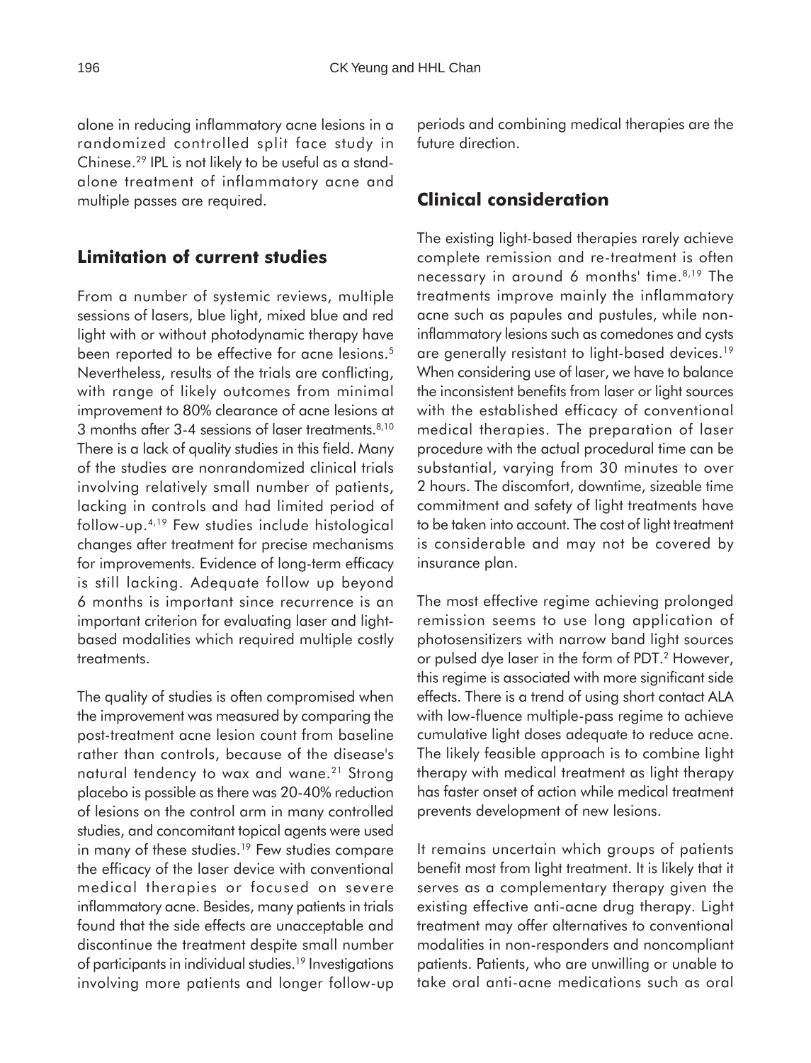alone in reducing inflammatory acne lesions in a randomized controlled split face study in Chinese.[29] IPL is not likely to be useful as a stand-alone treatment of inflammatory acne and multiple passes are required.

## Limitation of current studies

From a number of systemic reviews, multiple sessions of lasers, blue light, mixed blue and red light with or without photodynamic therapy have been reported to be effective for acne lesions.[5] Nevertheless, results of the trials are conflicting, with range of likely outcomes from minimal improvement to 80% clearance of acne lesions at 3 months after 3-4 sessions of laser treatments.[8,10] There is a lack of quality studies in this field. Many of the studies are nonrandomized clinical trials involving relatively small number of patients, lacking in controls and had limited period of follow-up.[4,19] Few studies include histological changes after treatment for precise mechanisms for improvements. Evidence of long-term efficacy is still lacking. Adequate follow up beyond 6 months is important since recurrence is an important criterion for evaluating laser and light-based modalities which required multiple costly treatments.

The quality of studies is often compromised when the improvement was measured by comparing the post-treatment acne lesion count from baseline rather than controls, because of the disease's natural tendency to wax and wane.[21] Strong placebo is possible as there was 20-40% reduction of lesions on the control arm in many controlled studies, and concomitant topical agents were used in many of these studies.[19] Few studies compare the efficacy of the laser device with conventional medical therapies or focused on severe inflammatory acne. Besides, many patients in trials found that the side effects are unacceptable and discontinue the treatment despite small number of participants in individual studies.[19] Investigations involving more patients and longer follow-up periods and combining medical therapies are the future direction.

## Clinical consideration

The existing light-based therapies rarely achieve complete remission and re-treatment is often necessary in around 6 months' time.[8,19] The treatments improve mainly the inflammatory acne such as papules and pustules, while non-inflammatory lesions such as comedones and cysts are generally resistant to light-based devices.[19] When considering use of laser, we have to balance the inconsistent benefits from laser or light sources with the established efficacy of conventional medical therapies. The preparation of laser procedure with the actual procedural time can be substantial, varying from 30 minutes to over 2 hours. The discomfort, downtime, sizeable time commitment and safety of light treatments have to be taken into account. The cost of light treatment is considerable and may not be covered by insurance plan.

The most effective regime achieving prolonged remission seems to use long application of photosensitizers with narrow band light sources or pulsed dye laser in the form of PDT.[2] However, this regime is associated with more significant side effects. There is a trend of using short contact ALA with low-fluence multiple-pass regime to achieve cumulative light doses adequate to reduce acne. The likely feasible approach is to combine light therapy with medical treatment as light therapy has faster onset of action while medical treatment prevents development of new lesions.

It remains uncertain which groups of patients benefit most from light treatment. It is likely that it serves as a complementary therapy given the existing effective anti-acne drug therapy. Light treatment may offer alternatives to conventional modalities in non-responders and noncompliant patients. Patients, who are unwilling or unable to take oral anti-acne medications such as oral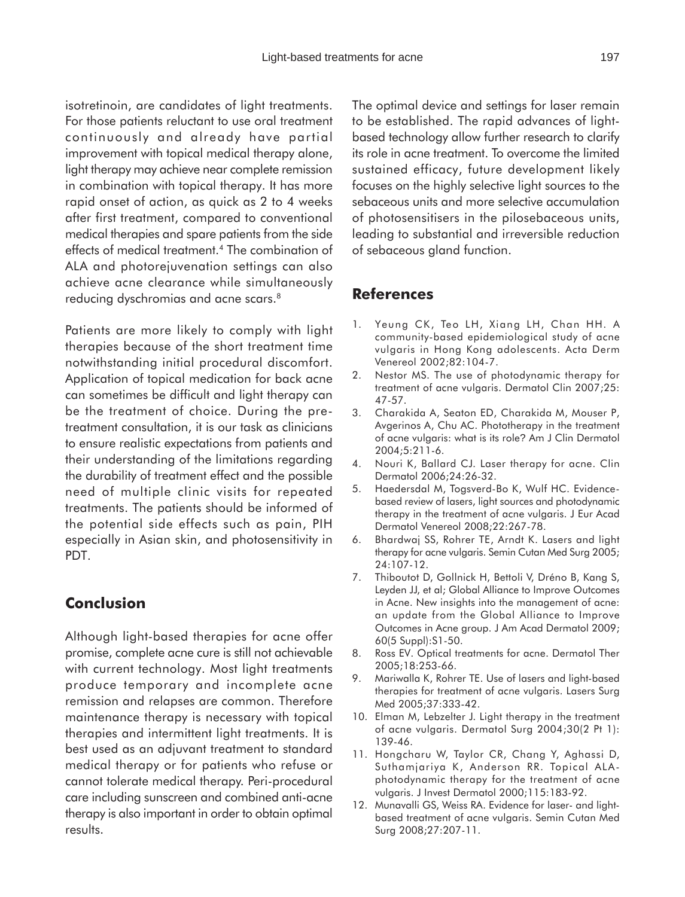isotretinoin, are candidates of light treatments. For those patients reluctant to use oral treatment continuously and already have partial improvement with topical medical therapy alone, light therapy may achieve near complete remission in combination with topical therapy. It has more rapid onset of action, as quick as 2 to 4 weeks after first treatment, compared to conventional medical therapies and spare patients from the side effects of medical treatment.[4] The combination of ALA and photorejuvenation settings can also achieve acne clearance while simultaneously reducing dyschromias and acne scars.[8]

Patients are more likely to comply with light therapies because of the short treatment time notwithstanding initial procedural discomfort. Application of topical medication for back acne can sometimes be difficult and light therapy can be the treatment of choice. During the pre-treatment consultation, it is our task as clinicians to ensure realistic expectations from patients and their understanding of the limitations regarding the durability of treatment effect and the possible need of multiple clinic visits for repeated treatments. The patients should be informed of the potential side effects such as pain, PIH especially in Asian skin, and photosensitivity in PDT.

## Conclusion

Although light-based therapies for acne offer promise, complete acne cure is still not achievable with current technology. Most light treatments produce temporary and incomplete acne remission and relapses are common. Therefore maintenance therapy is necessary with topical therapies and intermittent light treatments. It is best used as an adjuvant treatment to standard medical therapy or for patients who refuse or cannot tolerate medical therapy. Peri-procedural care including sunscreen and combined anti-acne therapy is also important in order to obtain optimal results.

The optimal device and settings for laser remain to be established. The rapid advances of light-based technology allow further research to clarify its role in acne treatment. To overcome the limited sustained efficacy, future development likely focuses on the highly selective light sources to the sebaceous units and more selective accumulation of photosensitisers in the pilosebaceous units, leading to substantial and irreversible reduction of sebaceous gland function.

## References

1. Yeung CK, Teo LH, Xiang LH, Chan HH. A community-based epidemiological study of acne vulgaris in Hong Kong adolescents. Acta Derm Venereol 2002;82:104-7.
2. Nestor MS. The use of photodynamic therapy for treatment of acne vulgaris. Dermatol Clin 2007;25: 47-57.
3. Charakida A, Seaton ED, Charakida M, Mouser P, Avgerinos A, Chu AC. Phototherapy in the treatment of acne vulgaris: what is its role? Am J Clin Dermatol 2004;5:211-6.
4. Nouri K, Ballard CJ. Laser therapy for acne. Clin Dermatol 2006;24:26-32.
5. Haedersdal M, Togsverd-Bo K, Wulf HC. Evidence-based review of lasers, light sources and photodynamic therapy in the treatment of acne vulgaris. J Eur Acad Dermatol Venereol 2008;22:267-78.
6. Bhardwaj SS, Rohrer TE, Arndt K. Lasers and light therapy for acne vulgaris. Semin Cutan Med Surg 2005; 24:107-12.
7. Thiboutot D, Gollnick H, Bettoli V, Dréno B, Kang S, Leyden JJ, et al; Global Alliance to Improve Outcomes in Acne. New insights into the management of acne: an update from the Global Alliance to Improve Outcomes in Acne group. J Am Acad Dermatol 2009; 60(5 Suppl):S1-50.
8. Ross EV. Optical treatments for acne. Dermatol Ther 2005;18:253-66.
9. Mariwalla K, Rohrer TE. Use of lasers and light-based therapies for treatment of acne vulgaris. Lasers Surg Med 2005;37:333-42.
10. Elman M, Lebzelter J. Light therapy in the treatment of acne vulgaris. Dermatol Surg 2004;30(2 Pt 1): 139-46.
11. Hongcharu W, Taylor CR, Chang Y, Aghassi D, Suthamjariya K, Anderson RR. Topical ALA-photodynamic therapy for the treatment of acne vulgaris. J Invest Dermatol 2000;115:183-92.
12. Munavalli GS, Weiss RA. Evidence for laser- and light-based treatment of acne vulgaris. Semin Cutan Med Surg 2008;27:207-11.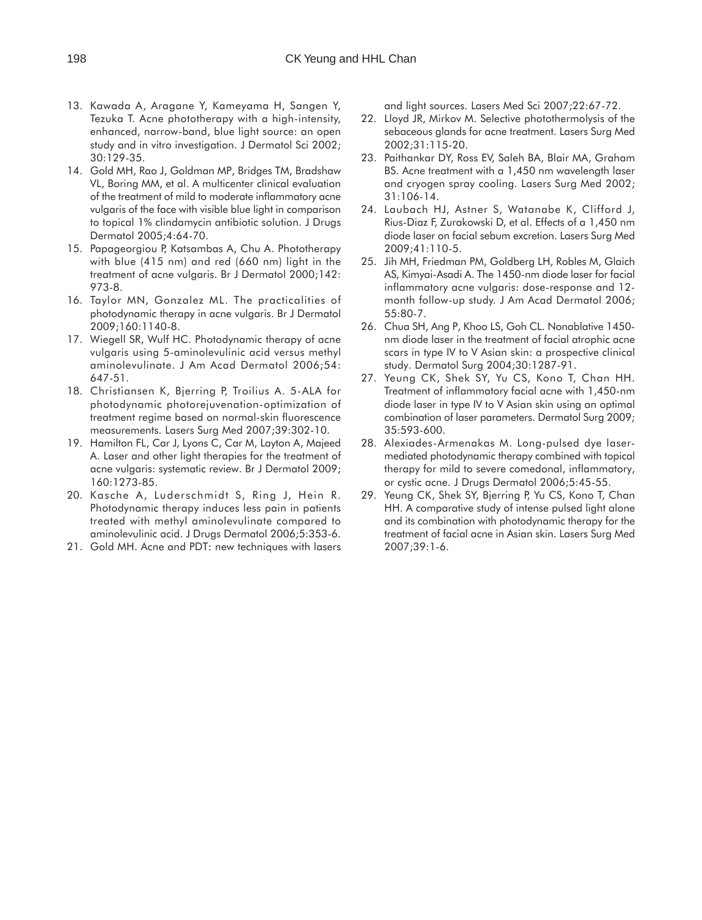13. Kawada A, Aragane Y, Kameyama H, Sangen Y, Tezuka T. Acne phototherapy with a high-intensity, enhanced, narrow-band, blue light source: an open study and in vitro investigation. J Dermatol Sci 2002; 30:129-35.
14. Gold MH, Rao J, Goldman MP, Bridges TM, Bradshaw VL, Boring MM, et al. A multicenter clinical evaluation of the treatment of mild to moderate inflammatory acne vulgaris of the face with visible blue light in comparison to topical 1% clindamycin antibiotic solution. J Drugs Dermatol 2005;4:64-70.
15. Papageorgiou P, Katsambas A, Chu A. Phototherapy with blue (415 nm) and red (660 nm) light in the treatment of acne vulgaris. Br J Dermatol 2000;142: 973-8.
16. Taylor MN, Gonzalez ML. The practicalities of photodynamic therapy in acne vulgaris. Br J Dermatol 2009;160:1140-8.
17. Wiegell SR, Wulf HC. Photodynamic therapy of acne vulgaris using 5-aminolevulinic acid versus methyl aminolevulinate. J Am Acad Dermatol 2006;54: 647-51.
18. Christiansen K, Bjerring P, Troilius A. 5-ALA for photodynamic photorejuvenation-optimization of treatment regime based on normal-skin fluorescence measurements. Lasers Surg Med 2007;39:302-10.
19. Hamilton FL, Car J, Lyons C, Car M, Layton A, Majeed A. Laser and other light therapies for the treatment of acne vulgaris: systematic review. Br J Dermatol 2009; 160:1273-85.
20. Kasche A, Luderschmidt S, Ring J, Hein R. Photodynamic therapy induces less pain in patients treated with methyl aminolevulinate compared to aminolevulinic acid. J Drugs Dermatol 2006;5:353-6.
21. Gold MH. Acne and PDT: new techniques with lasers and light sources. Lasers Med Sci 2007;22:67-72.
22. Lloyd JR, Mirkov M. Selective photothermolysis of the sebaceous glands for acne treatment. Lasers Surg Med 2002;31:115-20.
23. Paithankar DY, Ross EV, Saleh BA, Blair MA, Graham BS. Acne treatment with a 1,450 nm wavelength laser and cryogen spray cooling. Lasers Surg Med 2002; 31:106-14.
24. Laubach HJ, Astner S, Watanabe K, Clifford J, Rius-Diaz F, Zurakowski D, et al. Effects of a 1,450 nm diode laser on facial sebum excretion. Lasers Surg Med 2009;41:110-5.
25. Jih MH, Friedman PM, Goldberg LH, Robles M, Glaich AS, Kimyai-Asadi A. The 1450-nm diode laser for facial inflammatory acne vulgaris: dose-response and 12-month follow-up study. J Am Acad Dermatol 2006; 55:80-7.
26. Chua SH, Ang P, Khoo LS, Goh CL. Nonablative 1450-nm diode laser in the treatment of facial atrophic acne scars in type IV to V Asian skin: a prospective clinical study. Dermatol Surg 2004;30:1287-91.
27. Yeung CK, Shek SY, Yu CS, Kono T, Chan HH. Treatment of inflammatory facial acne with 1,450-nm diode laser in type IV to V Asian skin using an optimal combination of laser parameters. Dermatol Surg 2009; 35:593-600.
28. Alexiades-Armenakas M. Long-pulsed dye laser-mediated photodynamic therapy combined with topical therapy for mild to severe comedonal, inflammatory, or cystic acne. J Drugs Dermatol 2006;5:45-55.
29. Yeung CK, Shek SY, Bjerring P, Yu CS, Kono T, Chan HH. A comparative study of intense pulsed light alone and its combination with photodynamic therapy for the treatment of facial acne in Asian skin. Lasers Surg Med 2007;39:1-6.